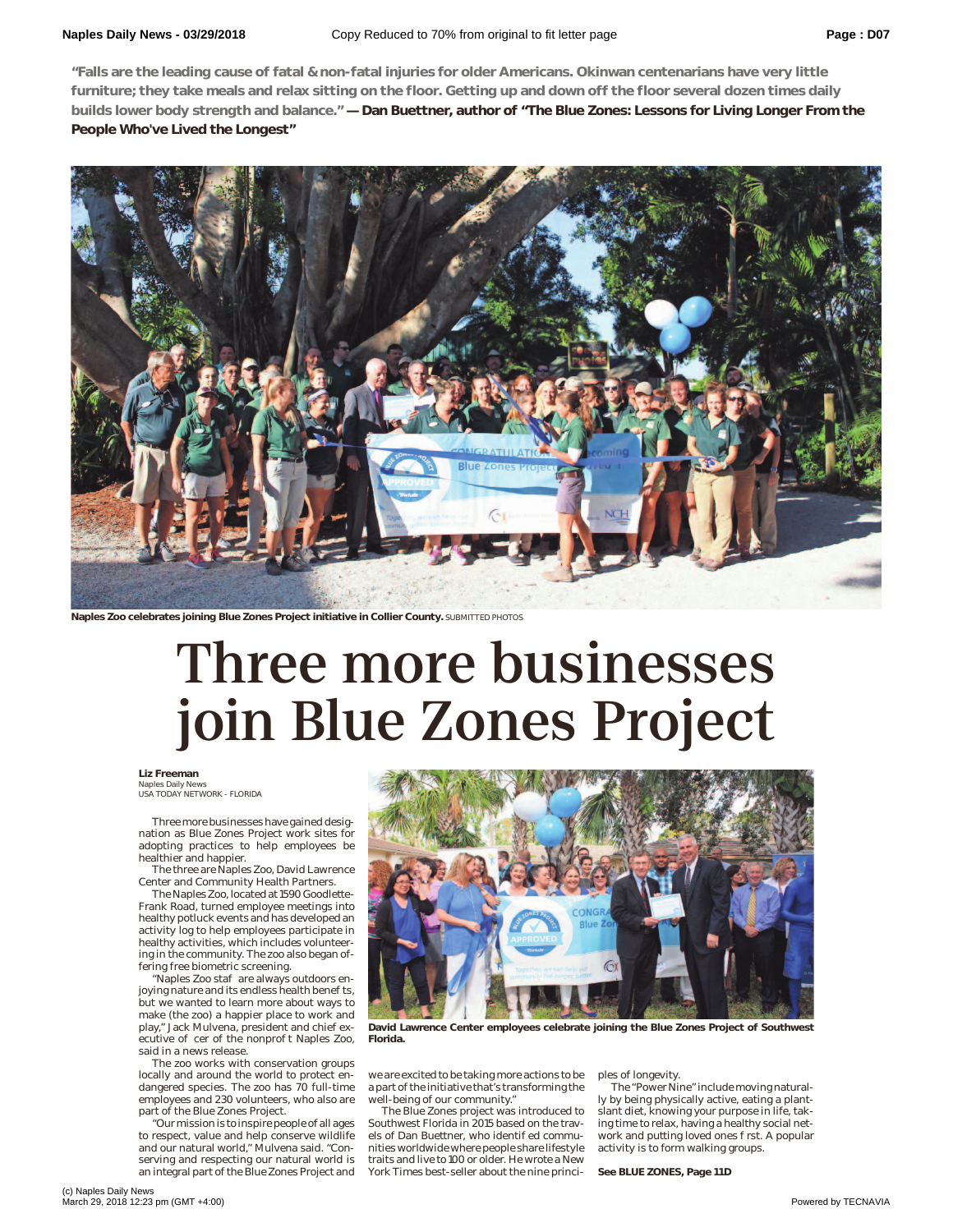**"Falls are the leading cause of fatal & non-fatal injuries for older Americans. Okinwan centenarians have very little furniture; they take meals and relax sitting on the floor. Getting up and down off the floor several dozen times daily builds lower body strength and balance." — Dan Buettner, author of "The Blue Zones: Lessons for Living Longer From the People Who've Lived the Longest"**

**Naples Zoo celebrates joining Blue Zones Project initiative in Collier County.** SUBMITTED PHOTOS

# Three more businesses join Blue Zones Project

**Liz Freeman**
Naples Daily News
USA TODAY NETWORK - FLORIDA

Three more businesses have gained designation as Blue Zones Project work sites for adopting practices to help employees be healthier and happier.

The three are Naples Zoo, David Lawrence Center and Community Health Partners.

The Naples Zoo, located at 1590 Goodlette-Frank Road, turned employee meetings into healthy potluck events and has developed an activity log to help employees participate in healthy activities, which includes volunteering in the community. The zoo also began offering free biometric screening.

"Naples Zoo staf are always outdoors enjoying nature and its endless health benef ts, but we wanted to learn more about ways to make (the zoo) a happier place to work and play," Jack Mulvena, president and chief executive of cer of the nonprof t Naples Zoo, said in a news release.

The zoo works with conservation groups locally and around the world to protect endangered species. The zoo has 70 full-time employees and 230 volunteers, who also are part of the Blue Zones Project.

"Our mission is to inspire people of all ages to respect, value and help conserve wildlife and our natural world," Mulvena said. "Conserving and respecting our natural world is an integral part of the Blue Zones Project and we are excited to be taking more actions to be a part of the initiative that's transforming the well-being of our community."

**David Lawrence Center employees celebrate joining the Blue Zones Project of Southwest Florida.**

The Blue Zones project was introduced to Southwest Florida in 2015 based on the travels of Dan Buettner, who identif ed communities worldwide where people share lifestyle traits and live to 100 or older. He wrote a New York Times best-seller about the nine principles of longevity.

The "Power Nine" include moving naturally by being physically active, eating a plant-slant diet, knowing your purpose in life, taking time to relax, having a healthy social network and putting loved ones f rst. A popular activity is to form walking groups.

**See BLUE ZONES, Page 11D**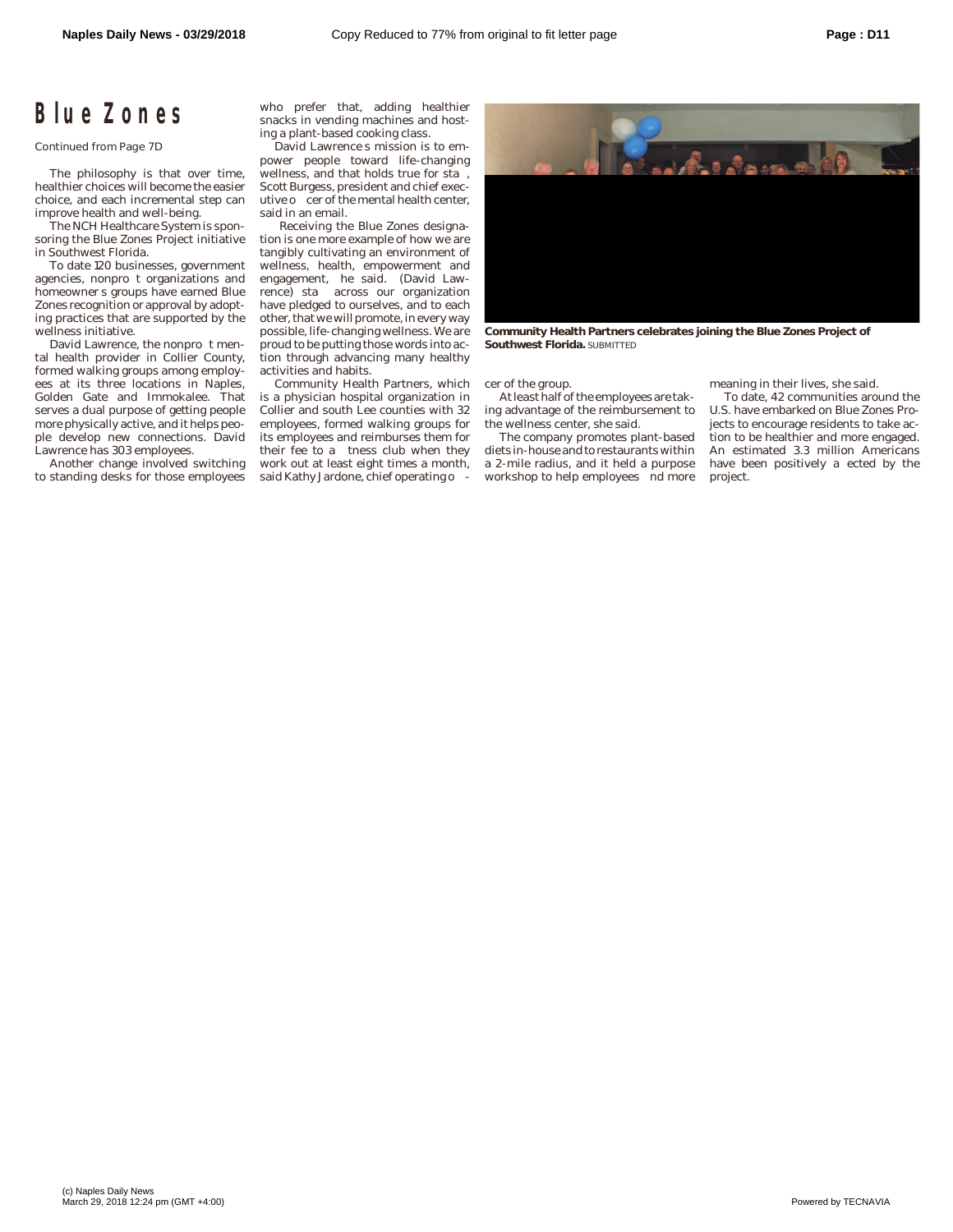# Blue Zones

Continued from Page 7D

The philosophy is that over time, healthier choices will become the easier choice, and each incremental step can improve health and well-being.

The NCH Healthcare System is sponsoring the Blue Zones Project initiative in Southwest Florida.

To date 120 businesses, government agencies, nonpro t organizations and homeowner s groups have earned Blue Zones recognition or approval by adopting practices that are supported by the wellness initiative.

David Lawrence, the nonpro t mental health provider in Collier County, formed walking groups among employees at its three locations in Naples, Golden Gate and Immokalee. That serves a dual purpose of getting people more physically active, and it helps people develop new connections. David Lawrence has 303 employees.

Another change involved switching to standing desks for those employees who prefer that, adding healthier snacks in vending machines and hosting a plant-based cooking class.

David Lawrence s mission is to empower people toward life-changing wellness, and that holds true for sta , Scott Burgess, president and chief executive o cer of the mental health center, said in an email.

Receiving the Blue Zones designation is one more example of how we are tangibly cultivating an environment of wellness, health, empowerment and engagement, he said. (David Lawrence) sta across our organization have pledged to ourselves, and to each other, that we will promote, in every way possible, life-changing wellness. We are proud to be putting those words into action through advancing many healthy activities and habits.

Community Health Partners, which is a physician hospital organization in Collier and south Lee counties with 32 employees, formed walking groups for its employees and reimburses them for their fee to a tness club when they work out at least eight times a month, said Kathy Jardone, chief operating o cer of the group.

**Community Health Partners celebrates joining the Blue Zones Project of Southwest Florida.** SUBMITTED

At least half of the employees are taking advantage of the reimbursement to the wellness center, she said.

The company promotes plant-based diets in-house and to restaurants within a 2-mile radius, and it held a purpose workshop to help employees nd more meaning in their lives, she said.

To date, 42 communities around the U.S. have embarked on Blue Zones Projects to encourage residents to take action to be healthier and more engaged. An estimated 3.3 million Americans have been positively a ected by the project.